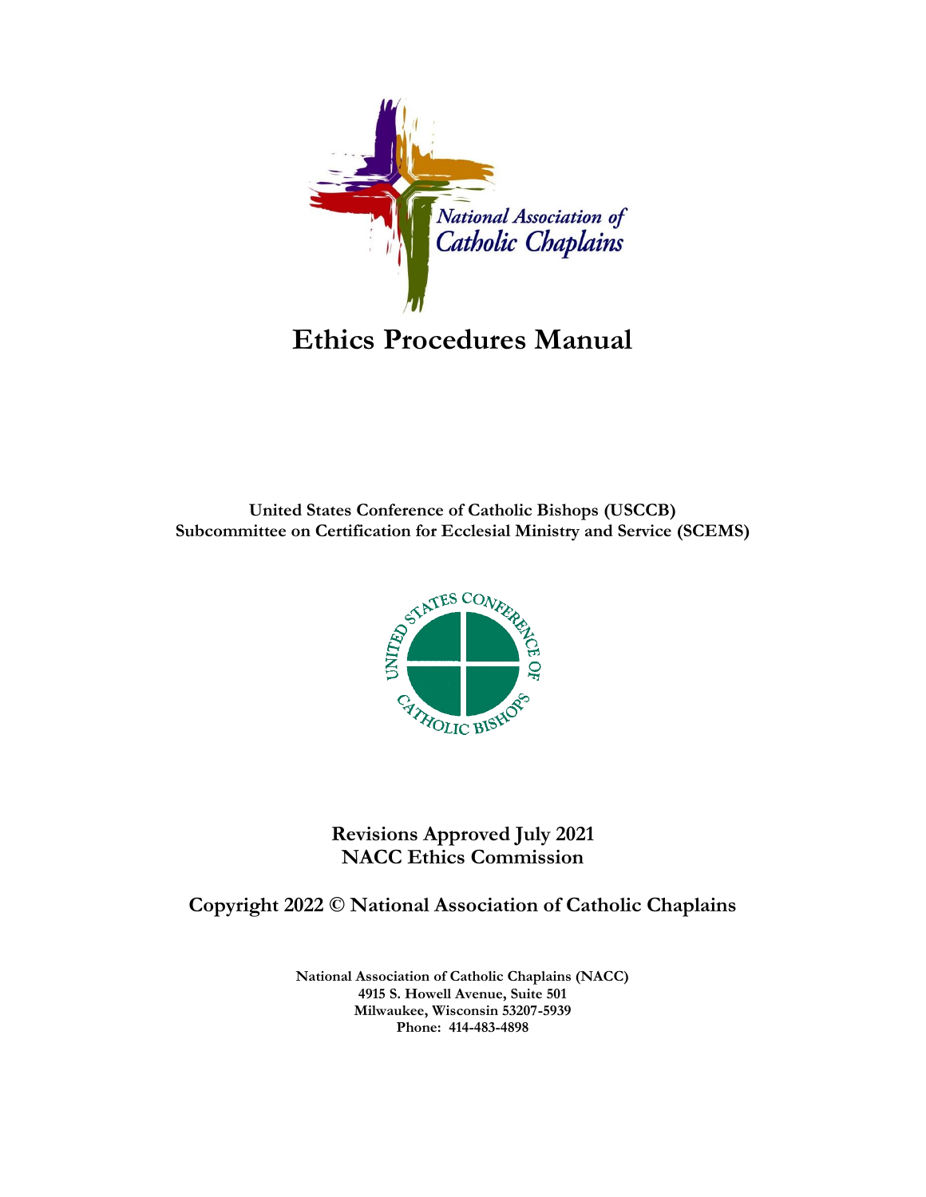National Association of Catholic Chaplains

# Ethics Procedures Manual

**United States Conference of Catholic Bishops (USCCB)**
**Subcommittee on Certification for Ecclesial Ministry and Service (SCEMS)**

UNITED STATES CONFERENCE OF CATHOLIC BISHOPS

**Revisions Approved July 2021**
**NACC Ethics Commission**

**Copyright 2022 © National Association of Catholic Chaplains**

**National Association of Catholic Chaplains (NACC)**
**4915 S. Howell Avenue, Suite 501**
**Milwaukee, Wisconsin 53207-5939**
**Phone: 414-483-4898**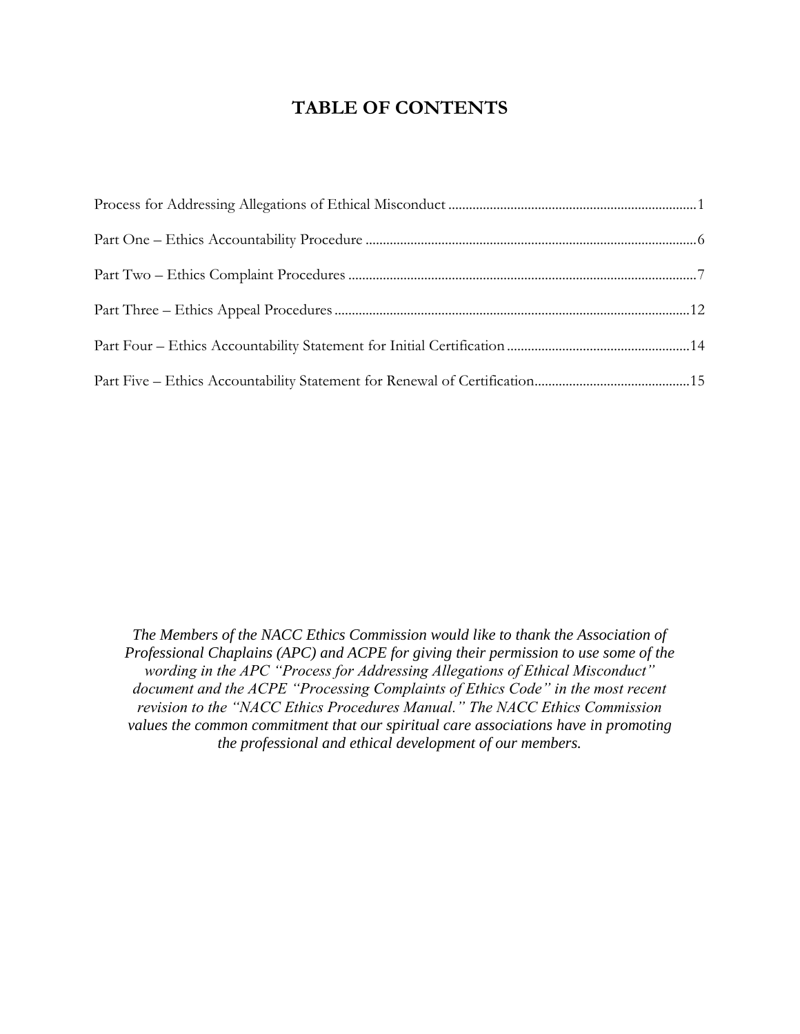# TABLE OF CONTENTS

Process for Addressing Allegations of Ethical Misconduct ....................................................................1

Part One – Ethics Accountability Procedure ..............................................................................................6

Part Two – Ethics Complaint Procedures ...................................................................................................7

Part Three – Ethics Appeal Procedures .....................................................................................................12

Part Four – Ethics Accountability Statement for Initial Certification ....................................................14

Part Five – Ethics Accountability Statement for Renewal of Certification............................................15

*The Members of the NACC Ethics Commission would like to thank the Association of Professional Chaplains (APC) and ACPE for giving their permission to use some of the wording in the APC "Process for Addressing Allegations of Ethical Misconduct" document and the ACPE "Processing Complaints of Ethics Code" in the most recent revision to the "NACC Ethics Procedures Manual." The NACC Ethics Commission values the common commitment that our spiritual care associations have in promoting the professional and ethical development of our members.*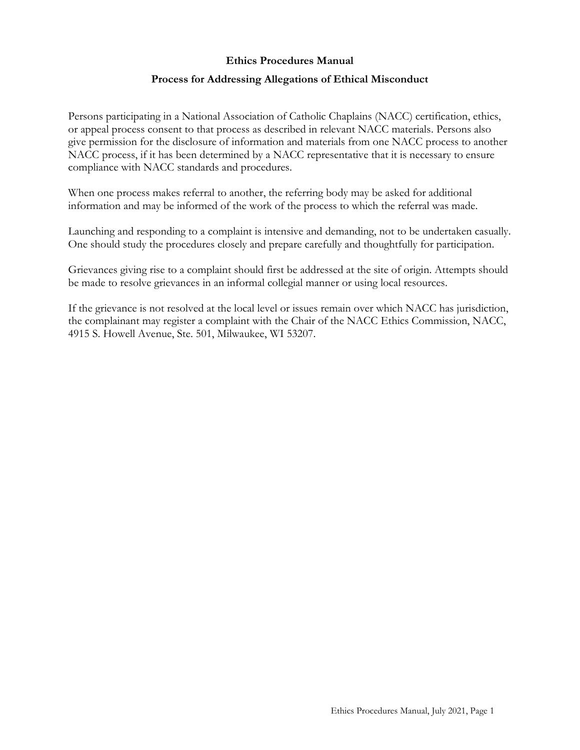## Ethics Procedures Manual

### Process for Addressing Allegations of Ethical Misconduct

Persons participating in a National Association of Catholic Chaplains (NACC) certification, ethics, or appeal process consent to that process as described in relevant NACC materials. Persons also give permission for the disclosure of information and materials from one NACC process to another NACC process, if it has been determined by a NACC representative that it is necessary to ensure compliance with NACC standards and procedures.

When one process makes referral to another, the referring body may be asked for additional information and may be informed of the work of the process to which the referral was made.

Launching and responding to a complaint is intensive and demanding, not to be undertaken casually. One should study the procedures closely and prepare carefully and thoughtfully for participation.

Grievances giving rise to a complaint should first be addressed at the site of origin. Attempts should be made to resolve grievances in an informal collegial manner or using local resources.

If the grievance is not resolved at the local level or issues remain over which NACC has jurisdiction, the complainant may register a complaint with the Chair of the NACC Ethics Commission, NACC, 4915 S. Howell Avenue, Ste. 501, Milwaukee, WI 53207.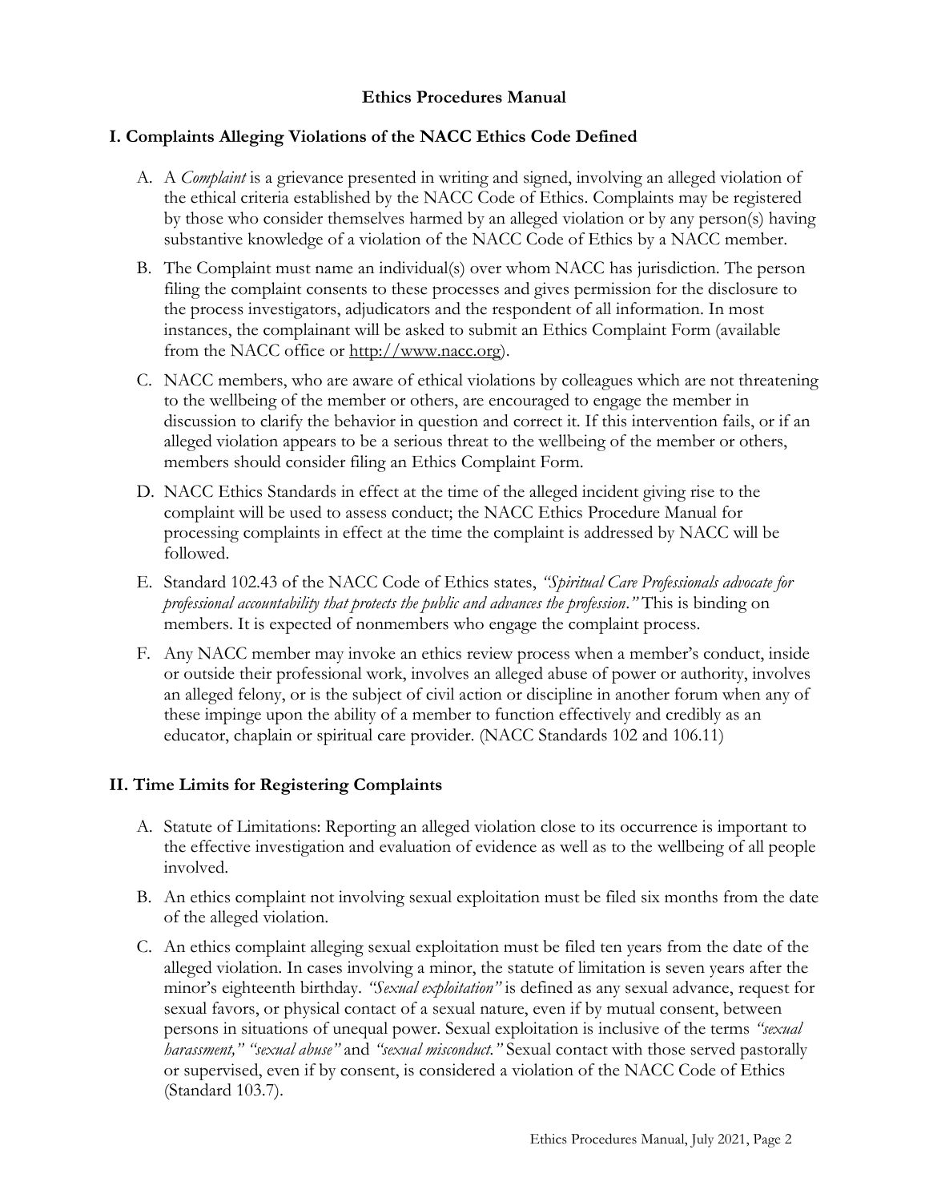**Ethics Procedures Manual**

## I. Complaints Alleging Violations of the NACC Ethics Code Defined

A. A *Complaint* is a grievance presented in writing and signed, involving an alleged violation of the ethical criteria established by the NACC Code of Ethics. Complaints may be registered by those who consider themselves harmed by an alleged violation or by any person(s) having substantive knowledge of a violation of the NACC Code of Ethics by a NACC member.

B. The Complaint must name an individual(s) over whom NACC has jurisdiction. The person filing the complaint consents to these processes and gives permission for the disclosure to the process investigators, adjudicators and the respondent of all information. In most instances, the complainant will be asked to submit an Ethics Complaint Form (available from the NACC office or http://www.nacc.org).

C. NACC members, who are aware of ethical violations by colleagues which are not threatening to the wellbeing of the member or others, are encouraged to engage the member in discussion to clarify the behavior in question and correct it. If this intervention fails, or if an alleged violation appears to be a serious threat to the wellbeing of the member or others, members should consider filing an Ethics Complaint Form.

D. NACC Ethics Standards in effect at the time of the alleged incident giving rise to the complaint will be used to assess conduct; the NACC Ethics Procedure Manual for processing complaints in effect at the time the complaint is addressed by NACC will be followed.

E. Standard 102.43 of the NACC Code of Ethics states, *"Spiritual Care Professionals advocate for professional accountability that protects the public and advances the profession."* This is binding on members. It is expected of nonmembers who engage the complaint process.

F. Any NACC member may invoke an ethics review process when a member's conduct, inside or outside their professional work, involves an alleged abuse of power or authority, involves an alleged felony, or is the subject of civil action or discipline in another forum when any of these impinge upon the ability of a member to function effectively and credibly as an educator, chaplain or spiritual care provider. (NACC Standards 102 and 106.11)

## II. Time Limits for Registering Complaints

A. Statute of Limitations: Reporting an alleged violation close to its occurrence is important to the effective investigation and evaluation of evidence as well as to the wellbeing of all people involved.

B. An ethics complaint not involving sexual exploitation must be filed six months from the date of the alleged violation.

C. An ethics complaint alleging sexual exploitation must be filed ten years from the date of the alleged violation. In cases involving a minor, the statute of limitation is seven years after the minor's eighteenth birthday. *"Sexual exploitation"* is defined as any sexual advance, request for sexual favors, or physical contact of a sexual nature, even if by mutual consent, between persons in situations of unequal power. Sexual exploitation is inclusive of the terms *"sexual harassment," "sexual abuse"* and *"sexual misconduct."* Sexual contact with those served pastorally or supervised, even if by consent, is considered a violation of the NACC Code of Ethics (Standard 103.7).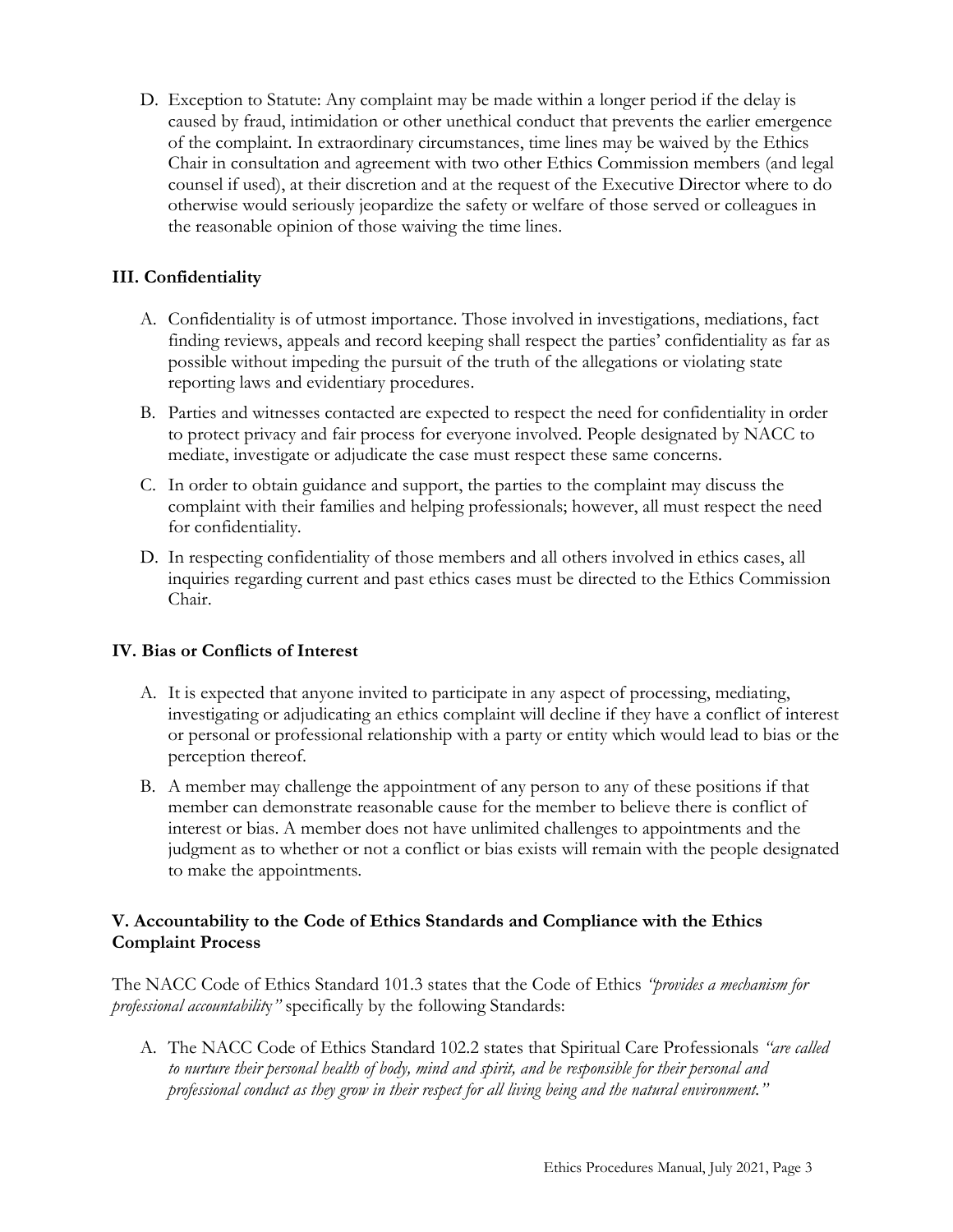D. Exception to Statute: Any complaint may be made within a longer period if the delay is caused by fraud, intimidation or other unethical conduct that prevents the earlier emergence of the complaint. In extraordinary circumstances, time lines may be waived by the Ethics Chair in consultation and agreement with two other Ethics Commission members (and legal counsel if used), at their discretion and at the request of the Executive Director where to do otherwise would seriously jeopardize the safety or welfare of those served or colleagues in the reasonable opinion of those waiving the time lines.

## III. Confidentiality

A. Confidentiality is of utmost importance. Those involved in investigations, mediations, fact finding reviews, appeals and record keeping shall respect the parties' confidentiality as far as possible without impeding the pursuit of the truth of the allegations or violating state reporting laws and evidentiary procedures.

B. Parties and witnesses contacted are expected to respect the need for confidentiality in order to protect privacy and fair process for everyone involved. People designated by NACC to mediate, investigate or adjudicate the case must respect these same concerns.

C. In order to obtain guidance and support, the parties to the complaint may discuss the complaint with their families and helping professionals; however, all must respect the need for confidentiality.

D. In respecting confidentiality of those members and all others involved in ethics cases, all inquiries regarding current and past ethics cases must be directed to the Ethics Commission Chair.

## IV. Bias or Conflicts of Interest

A. It is expected that anyone invited to participate in any aspect of processing, mediating, investigating or adjudicating an ethics complaint will decline if they have a conflict of interest or personal or professional relationship with a party or entity which would lead to bias or the perception thereof.

B. A member may challenge the appointment of any person to any of these positions if that member can demonstrate reasonable cause for the member to believe there is conflict of interest or bias. A member does not have unlimited challenges to appointments and the judgment as to whether or not a conflict or bias exists will remain with the people designated to make the appointments.

## V. Accountability to the Code of Ethics Standards and Compliance with the Ethics Complaint Process

The NACC Code of Ethics Standard 101.3 states that the Code of Ethics *"provides a mechanism for professional accountability"* specifically by the following Standards:

A. The NACC Code of Ethics Standard 102.2 states that Spiritual Care Professionals *"are called to nurture their personal health of body, mind and spirit, and be responsible for their personal and professional conduct as they grow in their respect for all living being and the natural environment."*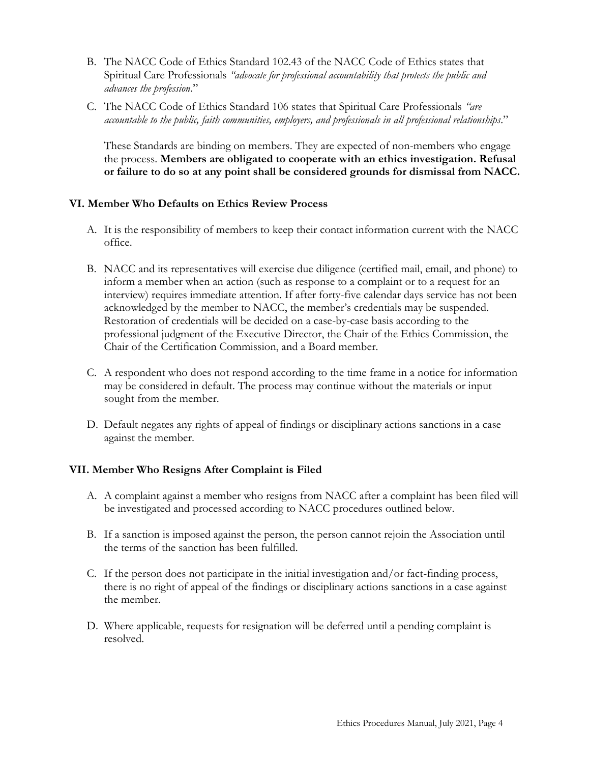B. The NACC Code of Ethics Standard 102.43 of the NACC Code of Ethics states that Spiritual Care Professionals *"advocate for professional accountability that protects the public and advances the profession*."

C. The NACC Code of Ethics Standard 106 states that Spiritual Care Professionals *"are accountable to the public, faith communities, employers, and professionals in all professional relationships*."

These Standards are binding on members. They are expected of non-members who engage the process. **Members are obligated to cooperate with an ethics investigation. Refusal or failure to do so at any point shall be considered grounds for dismissal from NACC.**

### VI. Member Who Defaults on Ethics Review Process

A. It is the responsibility of members to keep their contact information current with the NACC office.

B. NACC and its representatives will exercise due diligence (certified mail, email, and phone) to inform a member when an action (such as response to a complaint or to a request for an interview) requires immediate attention. If after forty-five calendar days service has not been acknowledged by the member to NACC, the member's credentials may be suspended. Restoration of credentials will be decided on a case-by-case basis according to the professional judgment of the Executive Director, the Chair of the Ethics Commission, the Chair of the Certification Commission, and a Board member.

C. A respondent who does not respond according to the time frame in a notice for information may be considered in default. The process may continue without the materials or input sought from the member.

D. Default negates any rights of appeal of findings or disciplinary actions sanctions in a case against the member.

### VII. Member Who Resigns After Complaint is Filed

A. A complaint against a member who resigns from NACC after a complaint has been filed will be investigated and processed according to NACC procedures outlined below.

B. If a sanction is imposed against the person, the person cannot rejoin the Association until the terms of the sanction has been fulfilled.

C. If the person does not participate in the initial investigation and/or fact-finding process, there is no right of appeal of the findings or disciplinary actions sanctions in a case against the member.

D. Where applicable, requests for resignation will be deferred until a pending complaint is resolved.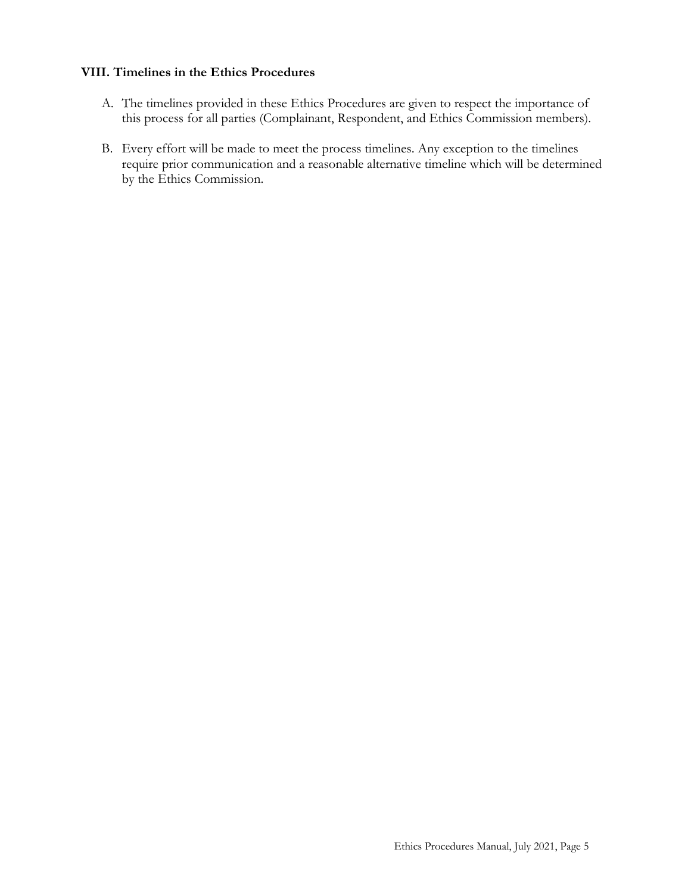### VIII. Timelines in the Ethics Procedures

A. The timelines provided in these Ethics Procedures are given to respect the importance of this process for all parties (Complainant, Respondent, and Ethics Commission members).

B. Every effort will be made to meet the process timelines. Any exception to the timelines require prior communication and a reasonable alternative timeline which will be determined by the Ethics Commission.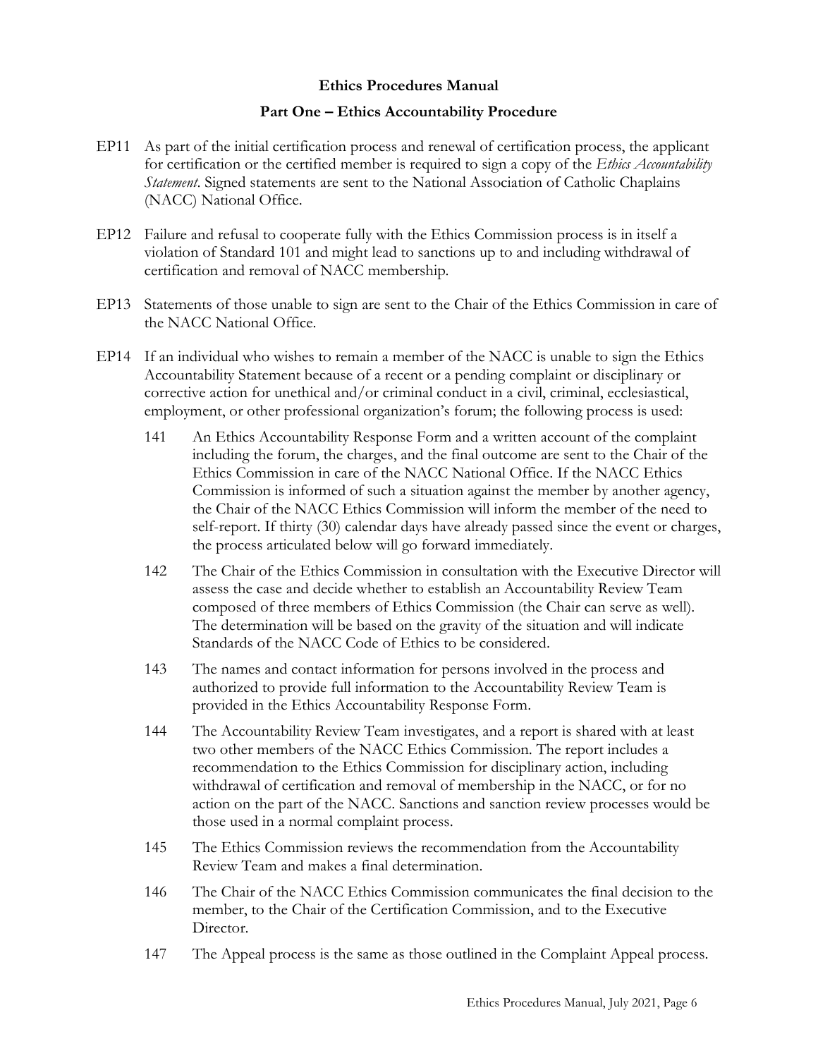## Ethics Procedures Manual

### Part One – Ethics Accountability Procedure

EP11 As part of the initial certification process and renewal of certification process, the applicant for certification or the certified member is required to sign a copy of the *Ethics Accountability Statement*. Signed statements are sent to the National Association of Catholic Chaplains (NACC) National Office.

EP12 Failure and refusal to cooperate fully with the Ethics Commission process is in itself a violation of Standard 101 and might lead to sanctions up to and including withdrawal of certification and removal of NACC membership.

EP13 Statements of those unable to sign are sent to the Chair of the Ethics Commission in care of the NACC National Office.

EP14 If an individual who wishes to remain a member of the NACC is unable to sign the Ethics Accountability Statement because of a recent or a pending complaint or disciplinary or corrective action for unethical and/or criminal conduct in a civil, criminal, ecclesiastical, employment, or other professional organization's forum; the following process is used:

141 An Ethics Accountability Response Form and a written account of the complaint including the forum, the charges, and the final outcome are sent to the Chair of the Ethics Commission in care of the NACC National Office. If the NACC Ethics Commission is informed of such a situation against the member by another agency, the Chair of the NACC Ethics Commission will inform the member of the need to self-report. If thirty (30) calendar days have already passed since the event or charges, the process articulated below will go forward immediately.

142 The Chair of the Ethics Commission in consultation with the Executive Director will assess the case and decide whether to establish an Accountability Review Team composed of three members of Ethics Commission (the Chair can serve as well). The determination will be based on the gravity of the situation and will indicate Standards of the NACC Code of Ethics to be considered.

143 The names and contact information for persons involved in the process and authorized to provide full information to the Accountability Review Team is provided in the Ethics Accountability Response Form.

144 The Accountability Review Team investigates, and a report is shared with at least two other members of the NACC Ethics Commission. The report includes a recommendation to the Ethics Commission for disciplinary action, including withdrawal of certification and removal of membership in the NACC, or for no action on the part of the NACC. Sanctions and sanction review processes would be those used in a normal complaint process.

145 The Ethics Commission reviews the recommendation from the Accountability Review Team and makes a final determination.

146 The Chair of the NACC Ethics Commission communicates the final decision to the member, to the Chair of the Certification Commission, and to the Executive Director.

147 The Appeal process is the same as those outlined in the Complaint Appeal process.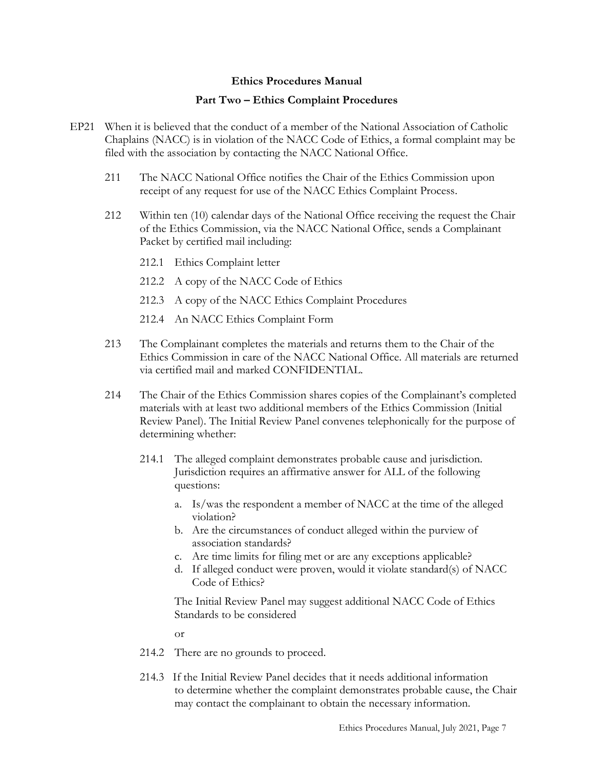**Ethics Procedures Manual**

**Part Two – Ethics Complaint Procedures**

EP21 When it is believed that the conduct of a member of the National Association of Catholic Chaplains (NACC) is in violation of the NACC Code of Ethics, a formal complaint may be filed with the association by contacting the NACC National Office.

211 The NACC National Office notifies the Chair of the Ethics Commission upon receipt of any request for use of the NACC Ethics Complaint Process.

212 Within ten (10) calendar days of the National Office receiving the request the Chair of the Ethics Commission, via the NACC National Office, sends a Complainant Packet by certified mail including:

212.1 Ethics Complaint letter

212.2 A copy of the NACC Code of Ethics

212.3 A copy of the NACC Ethics Complaint Procedures

212.4 An NACC Ethics Complaint Form

213 The Complainant completes the materials and returns them to the Chair of the Ethics Commission in care of the NACC National Office. All materials are returned via certified mail and marked CONFIDENTIAL.

214 The Chair of the Ethics Commission shares copies of the Complainant's completed materials with at least two additional members of the Ethics Commission (Initial Review Panel). The Initial Review Panel convenes telephonically for the purpose of determining whether:

214.1 The alleged complaint demonstrates probable cause and jurisdiction. Jurisdiction requires an affirmative answer for ALL of the following questions:

a. Is/was the respondent a member of NACC at the time of the alleged violation?
b. Are the circumstances of conduct alleged within the purview of association standards?
c. Are time limits for filing met or are any exceptions applicable?
d. If alleged conduct were proven, would it violate standard(s) of NACC Code of Ethics?

The Initial Review Panel may suggest additional NACC Code of Ethics Standards to be considered

or

214.2 There are no grounds to proceed.

214.3 If the Initial Review Panel decides that it needs additional information to determine whether the complaint demonstrates probable cause, the Chair may contact the complainant to obtain the necessary information.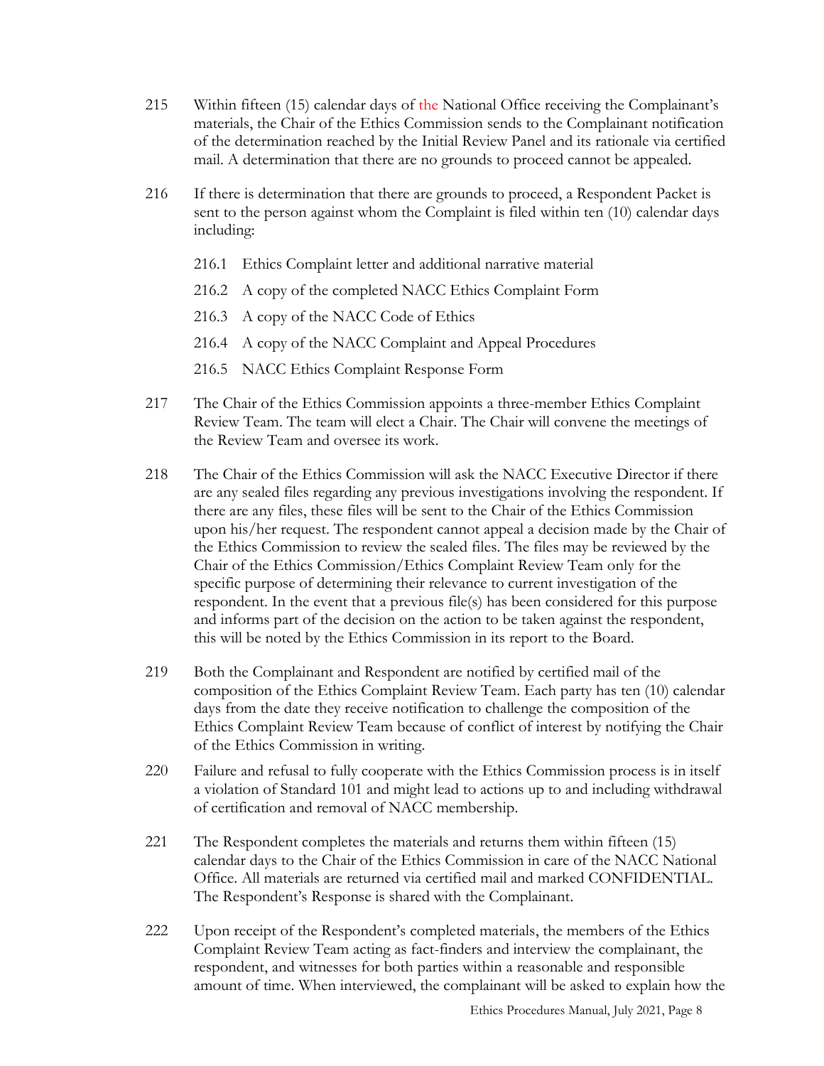215 Within fifteen (15) calendar days of the National Office receiving the Complainant's materials, the Chair of the Ethics Commission sends to the Complainant notification of the determination reached by the Initial Review Panel and its rationale via certified mail. A determination that there are no grounds to proceed cannot be appealed.

216 If there is determination that there are grounds to proceed, a Respondent Packet is sent to the person against whom the Complaint is filed within ten (10) calendar days including:

- 216.1 Ethics Complaint letter and additional narrative material
- 216.2 A copy of the completed NACC Ethics Complaint Form
- 216.3 A copy of the NACC Code of Ethics
- 216.4 A copy of the NACC Complaint and Appeal Procedures
- 216.5 NACC Ethics Complaint Response Form

217 The Chair of the Ethics Commission appoints a three-member Ethics Complaint Review Team. The team will elect a Chair. The Chair will convene the meetings of the Review Team and oversee its work.

218 The Chair of the Ethics Commission will ask the NACC Executive Director if there are any sealed files regarding any previous investigations involving the respondent. If there are any files, these files will be sent to the Chair of the Ethics Commission upon his/her request. The respondent cannot appeal a decision made by the Chair of the Ethics Commission to review the sealed files. The files may be reviewed by the Chair of the Ethics Commission/Ethics Complaint Review Team only for the specific purpose of determining their relevance to current investigation of the respondent. In the event that a previous file(s) has been considered for this purpose and informs part of the decision on the action to be taken against the respondent, this will be noted by the Ethics Commission in its report to the Board.

219 Both the Complainant and Respondent are notified by certified mail of the composition of the Ethics Complaint Review Team. Each party has ten (10) calendar days from the date they receive notification to challenge the composition of the Ethics Complaint Review Team because of conflict of interest by notifying the Chair of the Ethics Commission in writing.

220 Failure and refusal to fully cooperate with the Ethics Commission process is in itself a violation of Standard 101 and might lead to actions up to and including withdrawal of certification and removal of NACC membership.

221 The Respondent completes the materials and returns them within fifteen (15) calendar days to the Chair of the Ethics Commission in care of the NACC National Office. All materials are returned via certified mail and marked CONFIDENTIAL. The Respondent's Response is shared with the Complainant.

222 Upon receipt of the Respondent's completed materials, the members of the Ethics Complaint Review Team acting as fact-finders and interview the complainant, the respondent, and witnesses for both parties within a reasonable and responsible amount of time. When interviewed, the complainant will be asked to explain how the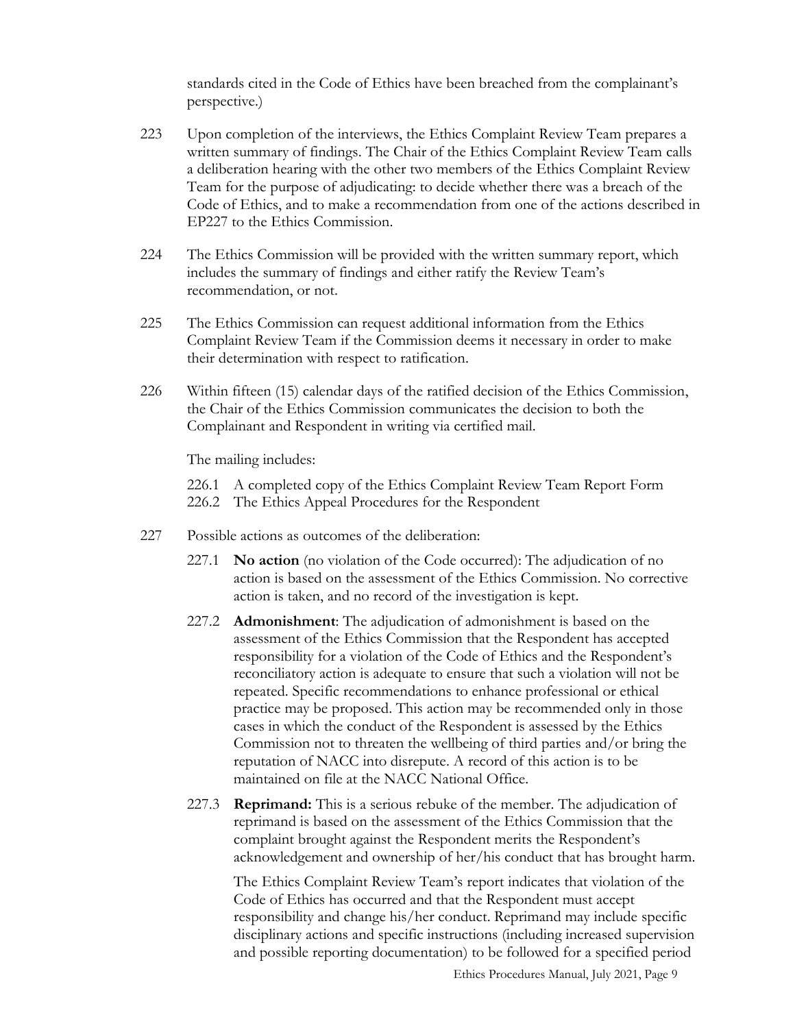standards cited in the Code of Ethics have been breached from the complainant's perspective.)

223 Upon completion of the interviews, the Ethics Complaint Review Team prepares a written summary of findings. The Chair of the Ethics Complaint Review Team calls a deliberation hearing with the other two members of the Ethics Complaint Review Team for the purpose of adjudicating: to decide whether there was a breach of the Code of Ethics, and to make a recommendation from one of the actions described in EP227 to the Ethics Commission.

224 The Ethics Commission will be provided with the written summary report, which includes the summary of findings and either ratify the Review Team's recommendation, or not.

225 The Ethics Commission can request additional information from the Ethics Complaint Review Team if the Commission deems it necessary in order to make their determination with respect to ratification.

226 Within fifteen (15) calendar days of the ratified decision of the Ethics Commission, the Chair of the Ethics Commission communicates the decision to both the Complainant and Respondent in writing via certified mail.

The mailing includes:

226.1 A completed copy of the Ethics Complaint Review Team Report Form
226.2 The Ethics Appeal Procedures for the Respondent

227 Possible actions as outcomes of the deliberation:

227.1 **No action** (no violation of the Code occurred): The adjudication of no action is based on the assessment of the Ethics Commission. No corrective action is taken, and no record of the investigation is kept.

227.2 **Admonishment**: The adjudication of admonishment is based on the assessment of the Ethics Commission that the Respondent has accepted responsibility for a violation of the Code of Ethics and the Respondent's reconciliatory action is adequate to ensure that such a violation will not be repeated. Specific recommendations to enhance professional or ethical practice may be proposed. This action may be recommended only in those cases in which the conduct of the Respondent is assessed by the Ethics Commission not to threaten the wellbeing of third parties and/or bring the reputation of NACC into disrepute. A record of this action is to be maintained on file at the NACC National Office.

227.3 **Reprimand:** This is a serious rebuke of the member. The adjudication of reprimand is based on the assessment of the Ethics Commission that the complaint brought against the Respondent merits the Respondent's acknowledgement and ownership of her/his conduct that has brought harm.

The Ethics Complaint Review Team's report indicates that violation of the Code of Ethics has occurred and that the Respondent must accept responsibility and change his/her conduct. Reprimand may include specific disciplinary actions and specific instructions (including increased supervision and possible reporting documentation) to be followed for a specified period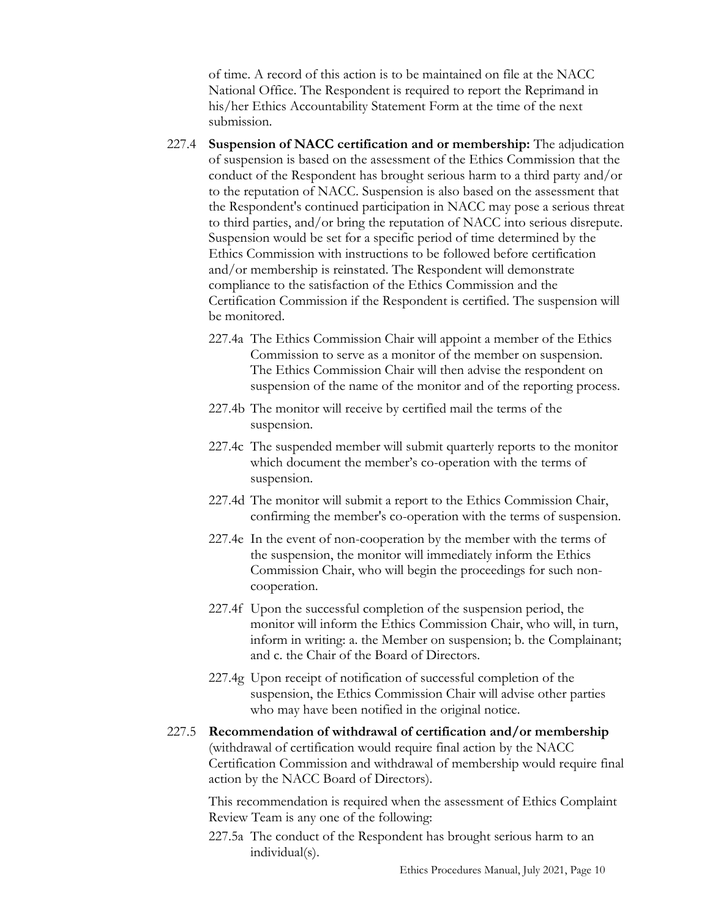of time. A record of this action is to be maintained on file at the NACC National Office. The Respondent is required to report the Reprimand in his/her Ethics Accountability Statement Form at the time of the next submission.

227.4 **Suspension of NACC certification and or membership:** The adjudication of suspension is based on the assessment of the Ethics Commission that the conduct of the Respondent has brought serious harm to a third party and/or to the reputation of NACC. Suspension is also based on the assessment that the Respondent's continued participation in NACC may pose a serious threat to third parties, and/or bring the reputation of NACC into serious disrepute. Suspension would be set for a specific period of time determined by the Ethics Commission with instructions to be followed before certification and/or membership is reinstated. The Respondent will demonstrate compliance to the satisfaction of the Ethics Commission and the Certification Commission if the Respondent is certified. The suspension will be monitored.

227.4a The Ethics Commission Chair will appoint a member of the Ethics Commission to serve as a monitor of the member on suspension. The Ethics Commission Chair will then advise the respondent on suspension of the name of the monitor and of the reporting process.

227.4b The monitor will receive by certified mail the terms of the suspension.

227.4c The suspended member will submit quarterly reports to the monitor which document the member's co-operation with the terms of suspension.

227.4d The monitor will submit a report to the Ethics Commission Chair, confirming the member's co-operation with the terms of suspension.

227.4e In the event of non-cooperation by the member with the terms of the suspension, the monitor will immediately inform the Ethics Commission Chair, who will begin the proceedings for such non-cooperation.

227.4f Upon the successful completion of the suspension period, the monitor will inform the Ethics Commission Chair, who will, in turn, inform in writing: a. the Member on suspension; b. the Complainant; and c. the Chair of the Board of Directors.

227.4g Upon receipt of notification of successful completion of the suspension, the Ethics Commission Chair will advise other parties who may have been notified in the original notice.

227.5 **Recommendation of withdrawal of certification and/or membership** (withdrawal of certification would require final action by the NACC Certification Commission and withdrawal of membership would require final action by the NACC Board of Directors).

This recommendation is required when the assessment of Ethics Complaint Review Team is any one of the following:

227.5a The conduct of the Respondent has brought serious harm to an individual(s).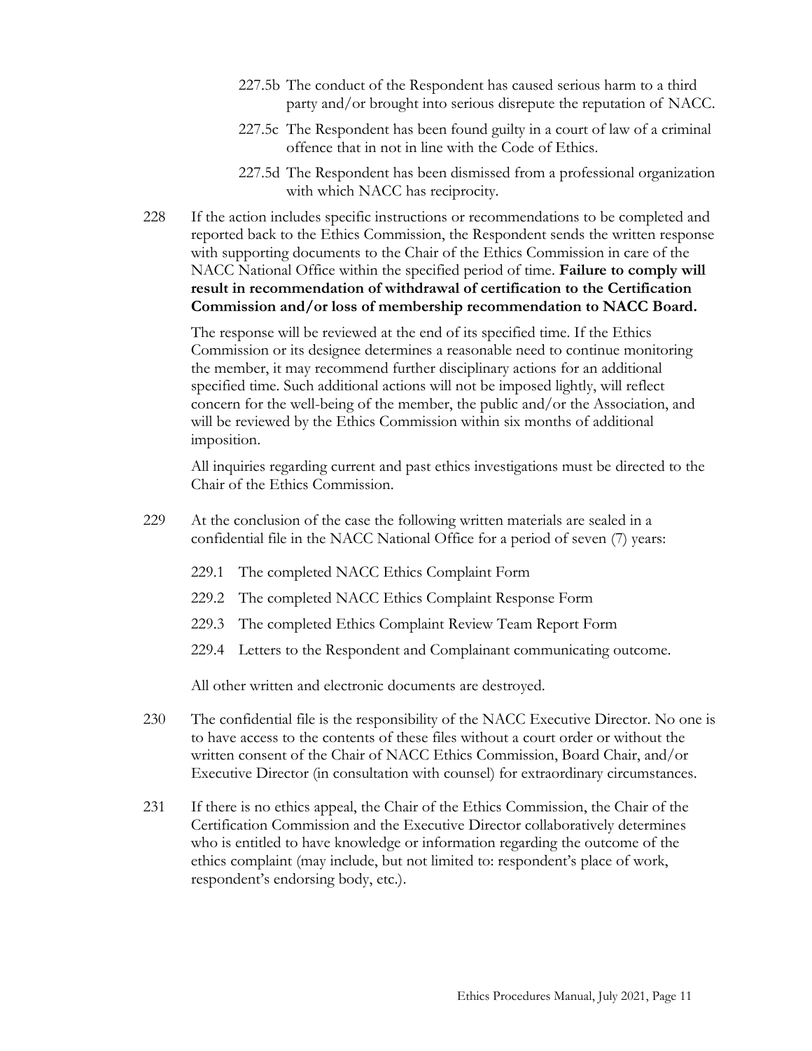227.5b The conduct of the Respondent has caused serious harm to a third party and/or brought into serious disrepute the reputation of NACC.

227.5c The Respondent has been found guilty in a court of law of a criminal offence that in not in line with the Code of Ethics.

227.5d The Respondent has been dismissed from a professional organization with which NACC has reciprocity.

228 If the action includes specific instructions or recommendations to be completed and reported back to the Ethics Commission, the Respondent sends the written response with supporting documents to the Chair of the Ethics Commission in care of the NACC National Office within the specified period of time. **Failure to comply will result in recommendation of withdrawal of certification to the Certification Commission and/or loss of membership recommendation to NACC Board.**

The response will be reviewed at the end of its specified time. If the Ethics Commission or its designee determines a reasonable need to continue monitoring the member, it may recommend further disciplinary actions for an additional specified time. Such additional actions will not be imposed lightly, will reflect concern for the well-being of the member, the public and/or the Association, and will be reviewed by the Ethics Commission within six months of additional imposition.

All inquiries regarding current and past ethics investigations must be directed to the Chair of the Ethics Commission.

229 At the conclusion of the case the following written materials are sealed in a confidential file in the NACC National Office for a period of seven (7) years:

229.1 The completed NACC Ethics Complaint Form

229.2 The completed NACC Ethics Complaint Response Form

229.3 The completed Ethics Complaint Review Team Report Form

229.4 Letters to the Respondent and Complainant communicating outcome.

All other written and electronic documents are destroyed.

230 The confidential file is the responsibility of the NACC Executive Director. No one is to have access to the contents of these files without a court order or without the written consent of the Chair of NACC Ethics Commission, Board Chair, and/or Executive Director (in consultation with counsel) for extraordinary circumstances.

231 If there is no ethics appeal, the Chair of the Ethics Commission, the Chair of the Certification Commission and the Executive Director collaboratively determines who is entitled to have knowledge or information regarding the outcome of the ethics complaint (may include, but not limited to: respondent's place of work, respondent's endorsing body, etc.).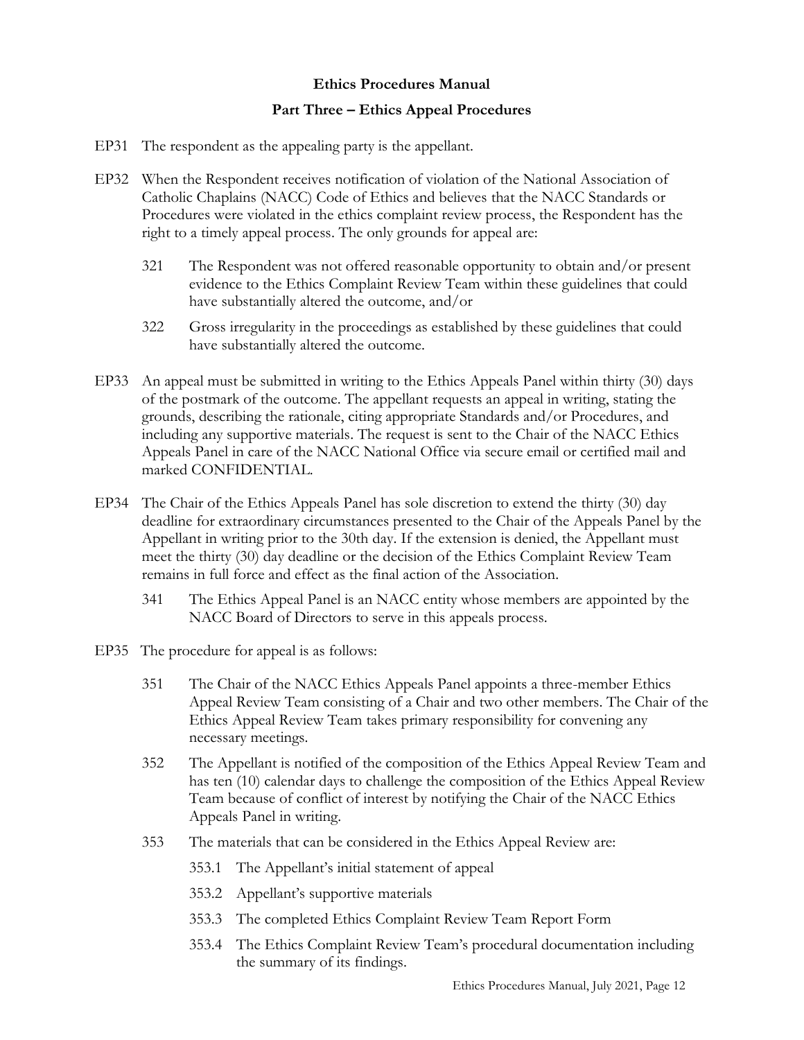**Ethics Procedures Manual**

**Part Three – Ethics Appeal Procedures**

EP31 The respondent as the appealing party is the appellant.

EP32 When the Respondent receives notification of violation of the National Association of Catholic Chaplains (NACC) Code of Ethics and believes that the NACC Standards or Procedures were violated in the ethics complaint review process, the Respondent has the right to a timely appeal process. The only grounds for appeal are:

- 321 The Respondent was not offered reasonable opportunity to obtain and/or present evidence to the Ethics Complaint Review Team within these guidelines that could have substantially altered the outcome, and/or
- 322 Gross irregularity in the proceedings as established by these guidelines that could have substantially altered the outcome.

EP33 An appeal must be submitted in writing to the Ethics Appeals Panel within thirty (30) days of the postmark of the outcome. The appellant requests an appeal in writing, stating the grounds, describing the rationale, citing appropriate Standards and/or Procedures, and including any supportive materials. The request is sent to the Chair of the NACC Ethics Appeals Panel in care of the NACC National Office via secure email or certified mail and marked CONFIDENTIAL.

EP34 The Chair of the Ethics Appeals Panel has sole discretion to extend the thirty (30) day deadline for extraordinary circumstances presented to the Chair of the Appeals Panel by the Appellant in writing prior to the 30th day. If the extension is denied, the Appellant must meet the thirty (30) day deadline or the decision of the Ethics Complaint Review Team remains in full force and effect as the final action of the Association.

- 341 The Ethics Appeal Panel is an NACC entity whose members are appointed by the NACC Board of Directors to serve in this appeals process.

EP35 The procedure for appeal is as follows:

- 351 The Chair of the NACC Ethics Appeals Panel appoints a three-member Ethics Appeal Review Team consisting of a Chair and two other members. The Chair of the Ethics Appeal Review Team takes primary responsibility for convening any necessary meetings.
- 352 The Appellant is notified of the composition of the Ethics Appeal Review Team and has ten (10) calendar days to challenge the composition of the Ethics Appeal Review Team because of conflict of interest by notifying the Chair of the NACC Ethics Appeals Panel in writing.
- 353 The materials that can be considered in the Ethics Appeal Review are:
  - 353.1 The Appellant's initial statement of appeal
  - 353.2 Appellant's supportive materials
  - 353.3 The completed Ethics Complaint Review Team Report Form
  - 353.4 The Ethics Complaint Review Team's procedural documentation including the summary of its findings.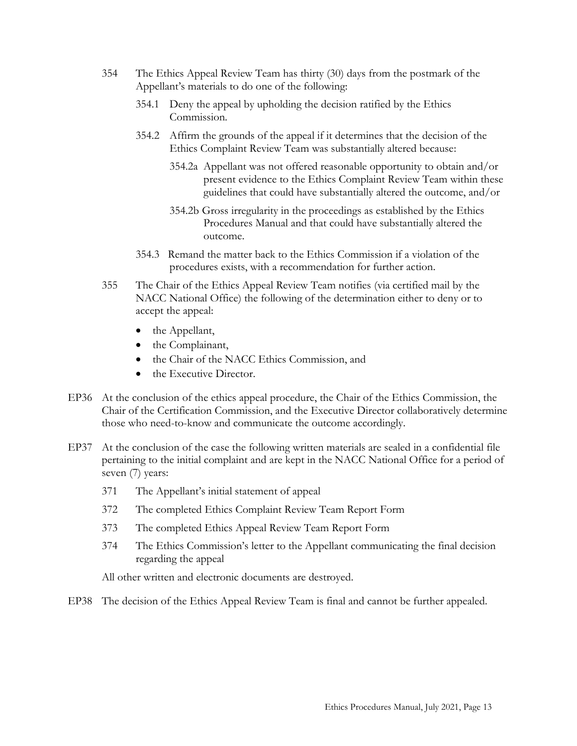354 The Ethics Appeal Review Team has thirty (30) days from the postmark of the Appellant's materials to do one of the following:

354.1 Deny the appeal by upholding the decision ratified by the Ethics Commission.

354.2 Affirm the grounds of the appeal if it determines that the decision of the Ethics Complaint Review Team was substantially altered because:

354.2a Appellant was not offered reasonable opportunity to obtain and/or present evidence to the Ethics Complaint Review Team within these guidelines that could have substantially altered the outcome, and/or

354.2b Gross irregularity in the proceedings as established by the Ethics Procedures Manual and that could have substantially altered the outcome.

354.3 Remand the matter back to the Ethics Commission if a violation of the procedures exists, with a recommendation for further action.

355 The Chair of the Ethics Appeal Review Team notifies (via certified mail by the NACC National Office) the following of the determination either to deny or to accept the appeal:

- the Appellant,
- the Complainant,
- the Chair of the NACC Ethics Commission, and
- the Executive Director.

EP36 At the conclusion of the ethics appeal procedure, the Chair of the Ethics Commission, the Chair of the Certification Commission, and the Executive Director collaboratively determine those who need-to-know and communicate the outcome accordingly.

EP37 At the conclusion of the case the following written materials are sealed in a confidential file pertaining to the initial complaint and are kept in the NACC National Office for a period of seven (7) years:

371 The Appellant's initial statement of appeal

372 The completed Ethics Complaint Review Team Report Form

373 The completed Ethics Appeal Review Team Report Form

374 The Ethics Commission's letter to the Appellant communicating the final decision regarding the appeal

All other written and electronic documents are destroyed.

EP38 The decision of the Ethics Appeal Review Team is final and cannot be further appealed.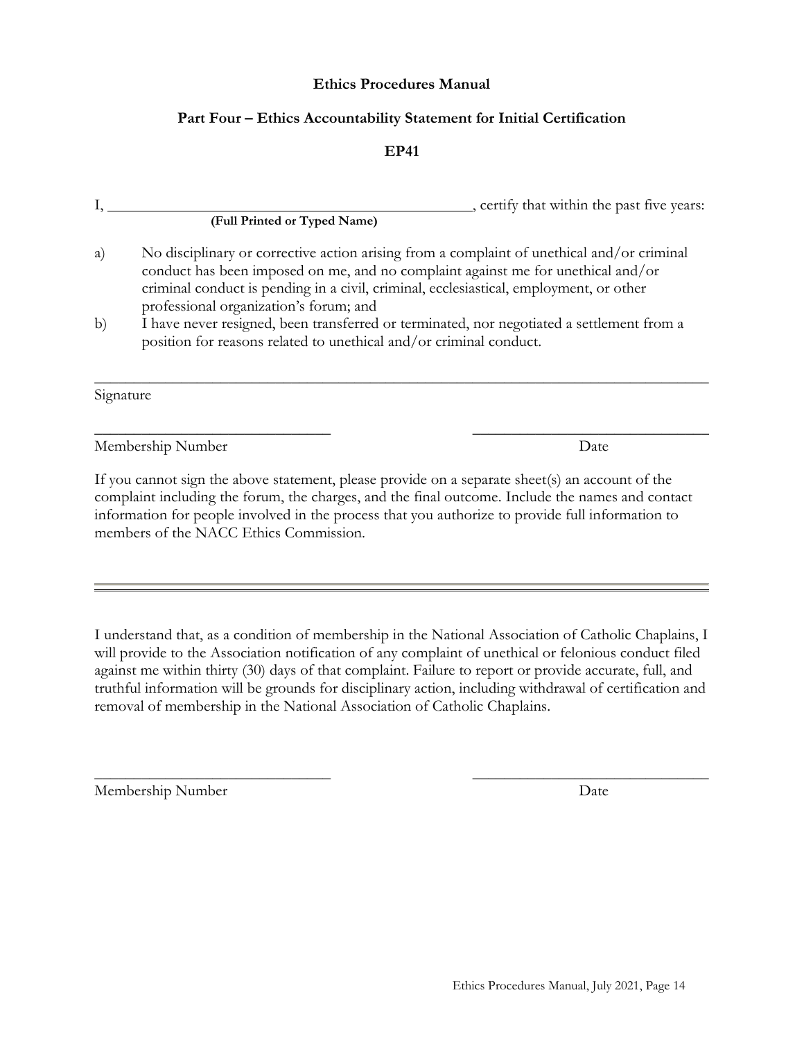**Ethics Procedures Manual**

**Part Four – Ethics Accountability Statement for Initial Certification**

**EP41**

I, ________________________________________________, certify that within the past five years:
**(Full Printed or Typed Name)**

a) No disciplinary or corrective action arising from a complaint of unethical and/or criminal conduct has been imposed on me, and no complaint against me for unethical and/or criminal conduct is pending in a civil, criminal, ecclesiastical, employment, or other professional organization's forum; and

b) I have never resigned, been transferred or terminated, nor negotiated a settlement from a position for reasons related to unethical and/or criminal conduct.

________________________________________________________________________

Signature

______________________________ ______________________________

Membership Number Date

If you cannot sign the above statement, please provide on a separate sheet(s) an account of the complaint including the forum, the charges, and the final outcome. Include the names and contact information for people involved in the process that you authorize to provide full information to members of the NACC Ethics Commission.

---

I understand that, as a condition of membership in the National Association of Catholic Chaplains, I will provide to the Association notification of any complaint of unethical or felonious conduct filed against me within thirty (30) days of that complaint. Failure to report or provide accurate, full, and truthful information will be grounds for disciplinary action, including withdrawal of certification and removal of membership in the National Association of Catholic Chaplains.

______________________________ ______________________________

Membership Number Date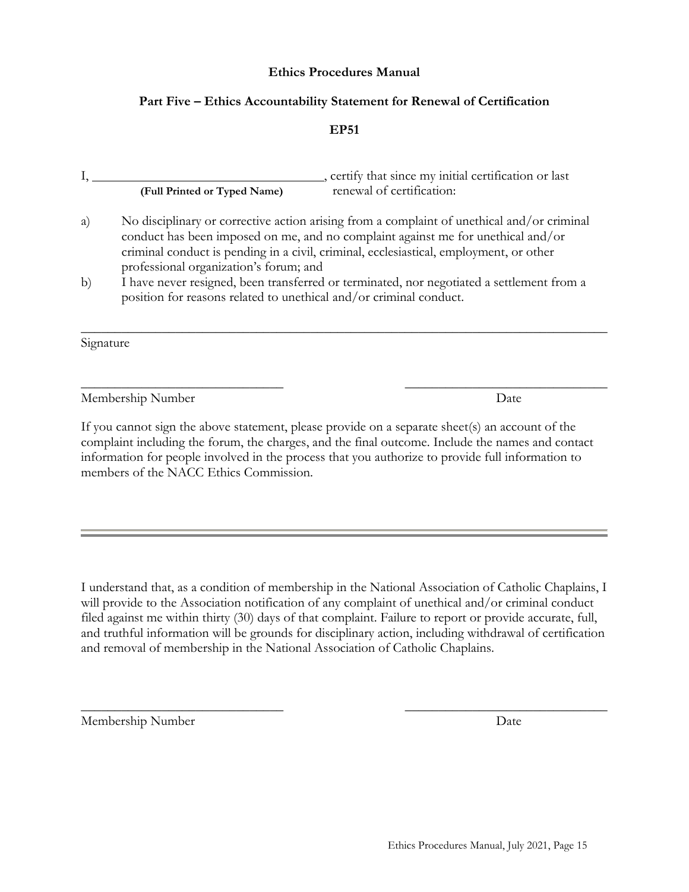**Ethics Procedures Manual**

**Part Five – Ethics Accountability Statement for Renewal of Certification**

**EP51**

I, ___________________________________, certify that since my initial certification or last renewal of certification:
**(Full Printed or Typed Name)**

a) No disciplinary or corrective action arising from a complaint of unethical and/or criminal conduct has been imposed on me, and no complaint against me for unethical and/or criminal conduct is pending in a civil, criminal, ecclesiastical, employment, or other professional organization's forum; and

b) I have never resigned, been transferred or terminated, nor negotiated a settlement from a position for reasons related to unethical and/or criminal conduct.

_______________________________________________________________________________

Signature

______________________________ ______________________________

Membership Number Date

If you cannot sign the above statement, please provide on a separate sheet(s) an account of the complaint including the forum, the charges, and the final outcome. Include the names and contact information for people involved in the process that you authorize to provide full information to members of the NACC Ethics Commission.

---

I understand that, as a condition of membership in the National Association of Catholic Chaplains, I will provide to the Association notification of any complaint of unethical and/or criminal conduct filed against me within thirty (30) days of that complaint. Failure to report or provide accurate, full, and truthful information will be grounds for disciplinary action, including withdrawal of certification and removal of membership in the National Association of Catholic Chaplains.

______________________________ ______________________________

Membership Number Date